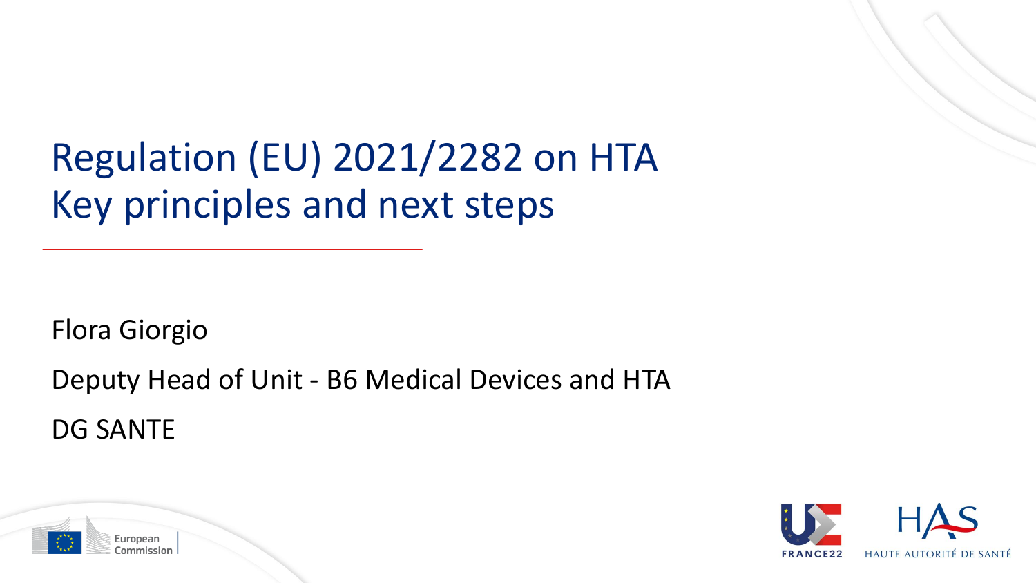# Regulation (EU) 2021/2282 on HTA
# Key principles and next steps

Flora Giorgio

Deputy Head of Unit - B6 Medical Devices and HTA

DG SANTE

European Commission

FRANCE22

HAS

HAUTE AUTORITÉ DE SANTÉ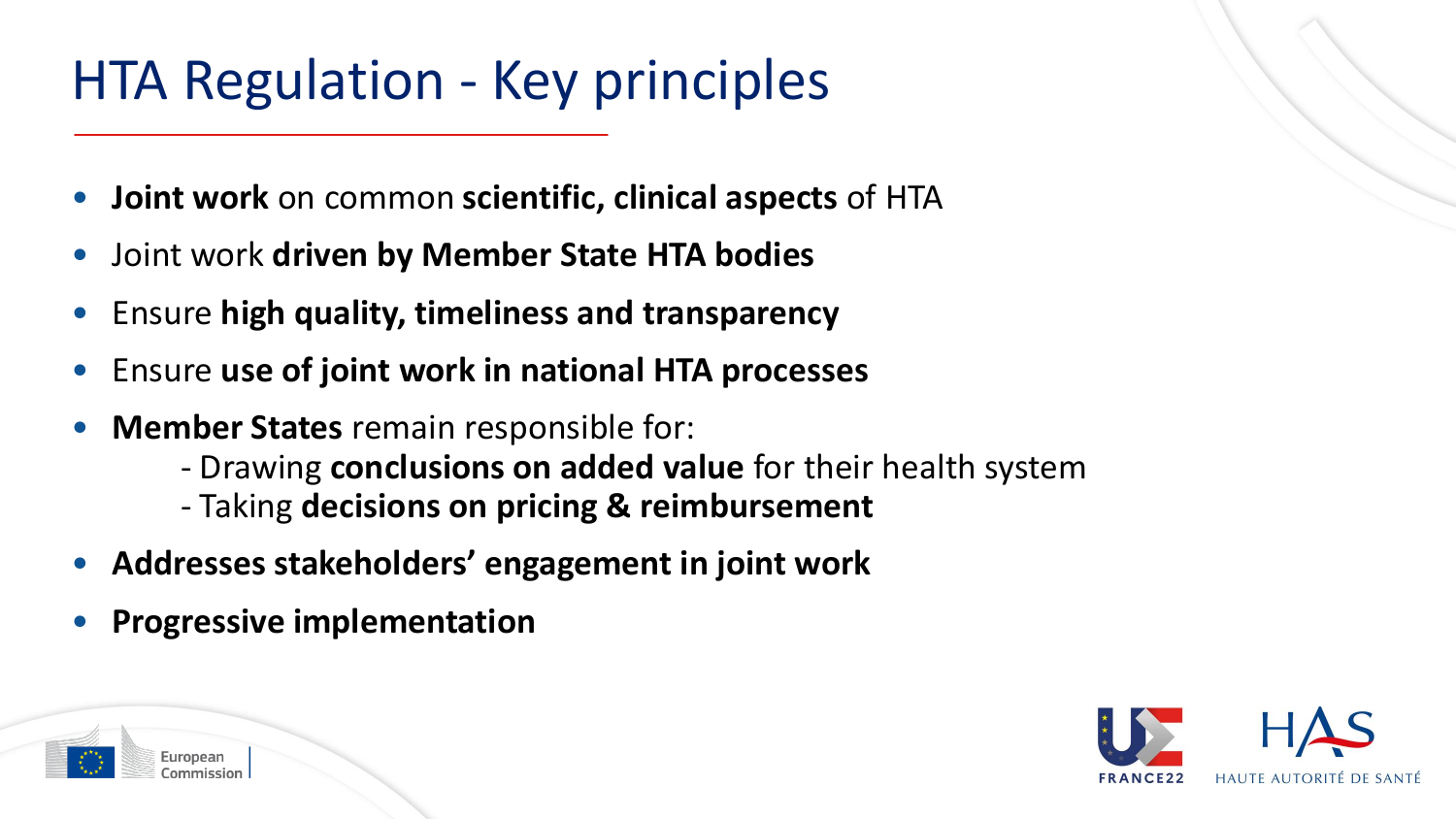# HTA Regulation - Key principles

- **Joint work** on common **scientific, clinical aspects** of HTA
- Joint work **driven by Member State HTA bodies**
- Ensure **high quality, timeliness and transparency**
- Ensure **use of joint work in national HTA processes**
- **Member States** remain responsible for:
  - Drawing **conclusions on added value** for their health system
  - Taking **decisions on pricing & reimbursement**
- **Addresses stakeholders' engagement in joint work**
- **Progressive implementation**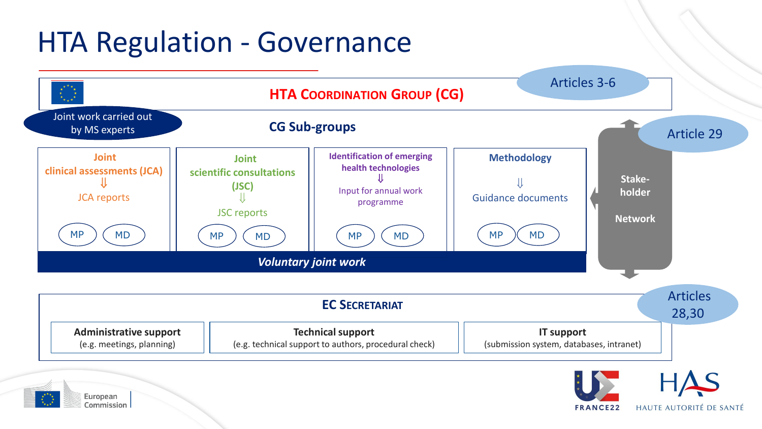# HTA Regulation - Governance

## HTA COORDINATION GROUP (CG)

Articles 3-6

Joint work carried out by MS experts

### CG Sub-groups

| Joint clinical assessments (JCA) | Joint scientific consultations (JSC) | Identification of emerging health technologies | Methodology |
|---|---|---|---|
| ⇓ | ⇓ | ⇓ | ⇓ |
| JCA reports | JSC reports | Input for annual work programme | Guidance documents |
| MP MD | MP MD | MP MD | MP MD |

***Voluntary joint work***

**Stake-holder Network**

Article 29

## EC SECRETARIAT

Articles 28,30

| Administrative support | Technical support | IT support |
|---|---|---|
| (e.g. meetings, planning) | (e.g. technical support to authors, procedural check) | (submission system, databases, intranet) |

European Commission

FRANCE22

HAS HAUTE AUTORITÉ DE SANTÉ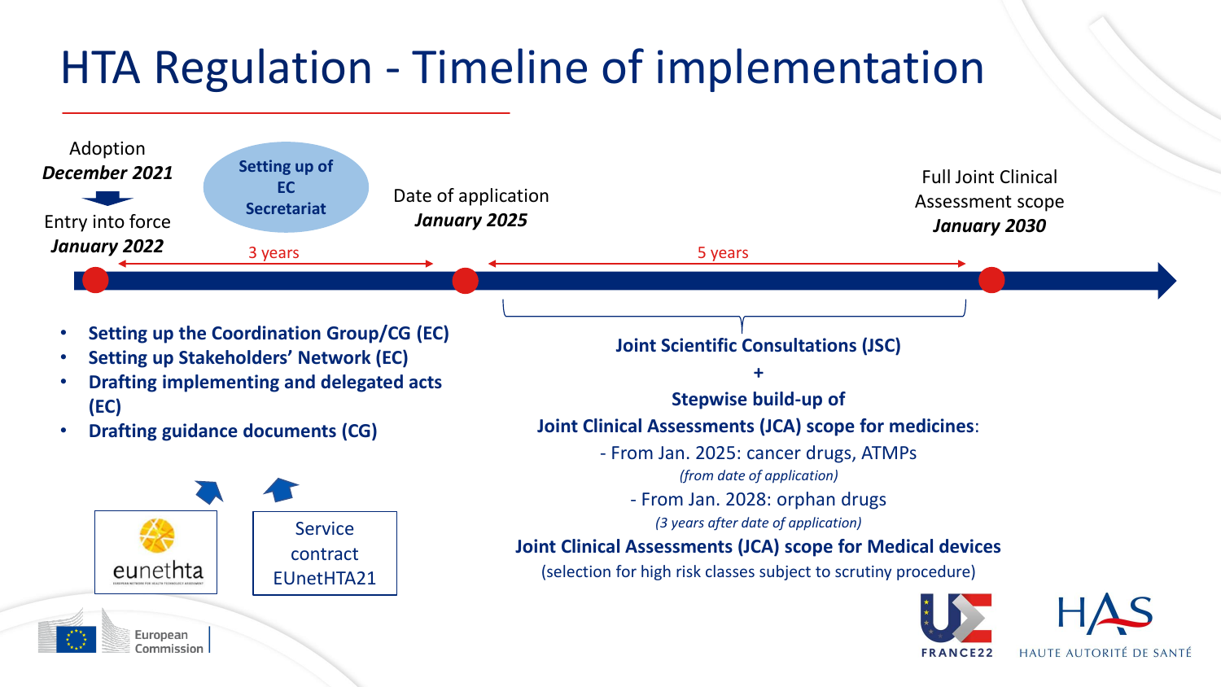# HTA Regulation - Timeline of implementation

Adoption
***December 2021***

Entry into force
***January 2022***

**Setting up of EC Secretariat**

3 years

Date of application
***January 2025***

5 years

Full Joint Clinical Assessment scope
***January 2030***

- **Setting up the Coordination Group/CG (EC)**
- **Setting up Stakeholders' Network (EC)**
- **Drafting implementing and delegated acts (EC)**
- **Drafting guidance documents (CG)**

eunethta

Service contract EUnetHTA21

**Joint Scientific Consultations (JSC)**

**+**

**Stepwise build-up of**
**Joint Clinical Assessments (JCA) scope for medicines**:

- From Jan. 2025: cancer drugs, ATMPs
*(from date of application)*
- From Jan. 2028: orphan drugs
*(3 years after date of application)*

**Joint Clinical Assessments (JCA) scope for Medical devices**
(selection for high risk classes subject to scrutiny procedure)

European Commission

FRANCE22

HAS HAUTE AUTORITÉ DE SANTÉ